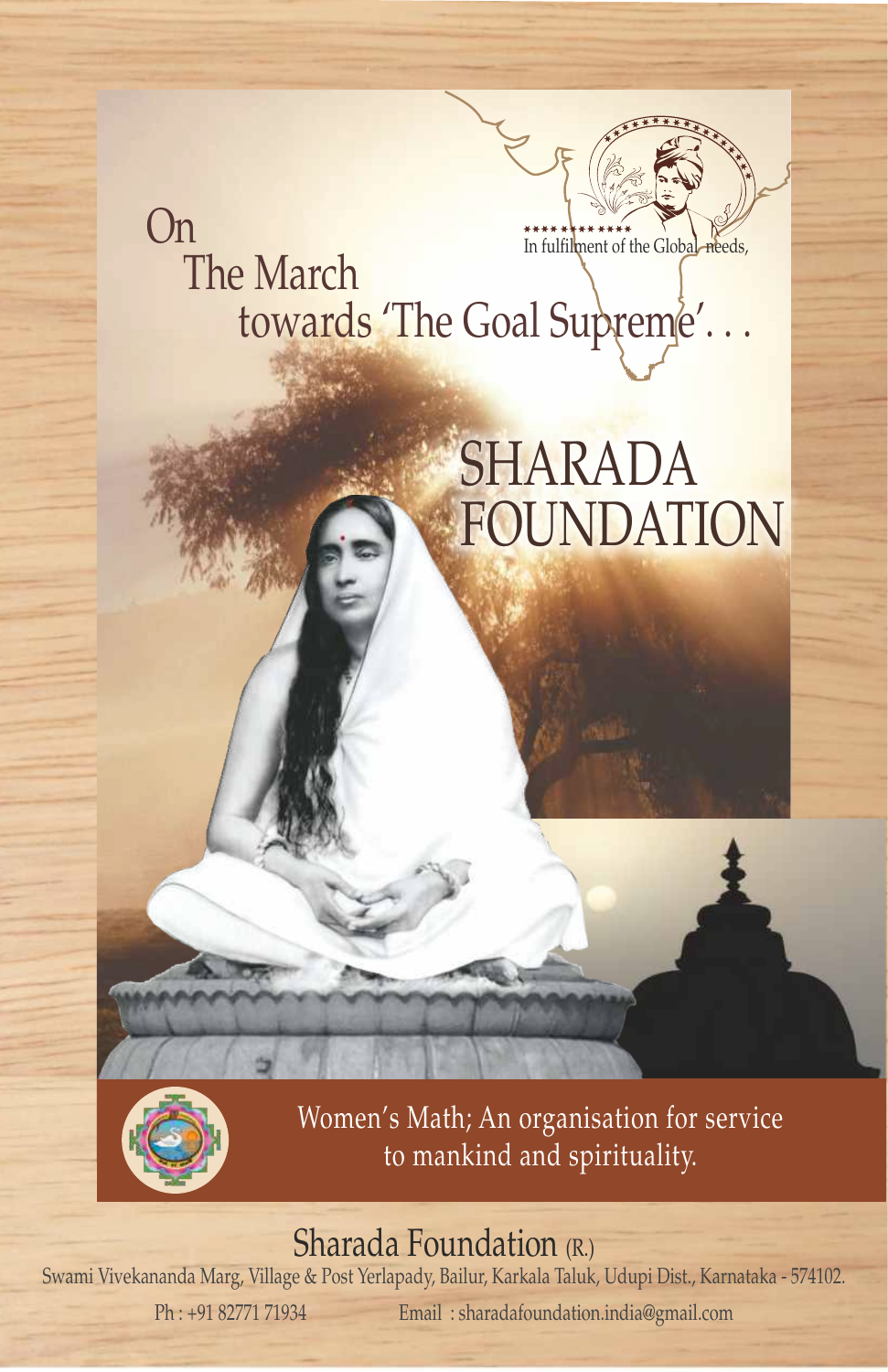On
The March
towards 'The Goal Supreme'. . .

In fulfilment of the Global needs,

# SHARADA FOUNDATION

Women's Math; An organisation for service to mankind and spirituality.

## Sharada Foundation (R.)

Swami Vivekananda Marg, Village & Post Yerlapady, Bailur, Karkala Taluk, Udupi Dist., Karnataka - 574102.

Ph : +91 82771 71934 Email : sharadafoundation.india@gmail.com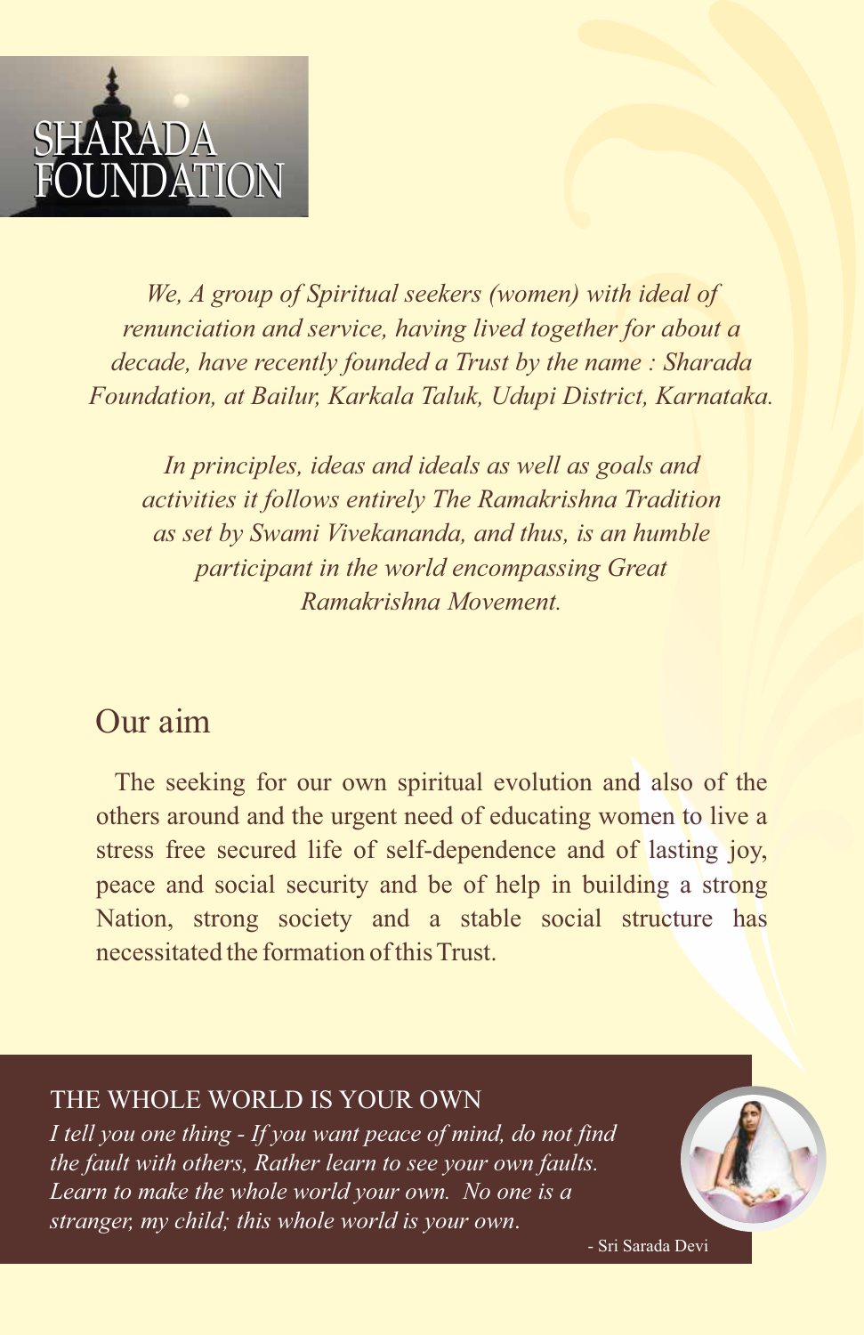# SHARADA FOUNDATION

*We, A group of Spiritual seekers (women) with ideal of renunciation and service, having lived together for about a decade, have recently founded a Trust by the name : Sharada Foundation, at Bailur, Karkala Taluk, Udupi District, Karnataka.*

*In principles, ideas and ideals as well as goals and activities it follows entirely The Ramakrishna Tradition as set by Swami Vivekananda, and thus, is an humble participant in the world encompassing Great Ramakrishna Movement.*

## Our aim

The seeking for our own spiritual evolution and also of the others around and the urgent need of educating women to live a stress free secured life of self-dependence and of lasting joy, peace and social security and be of help in building a strong Nation, strong society and a stable social structure has necessitated the formation of this Trust.

### THE WHOLE WORLD IS YOUR OWN

*I tell you one thing - If you want peace of mind, do not find the fault with others, Rather learn to see your own faults. Learn to make the whole world your own. No one is a stranger, my child; this whole world is your own.*

\- Sri Sarada Devi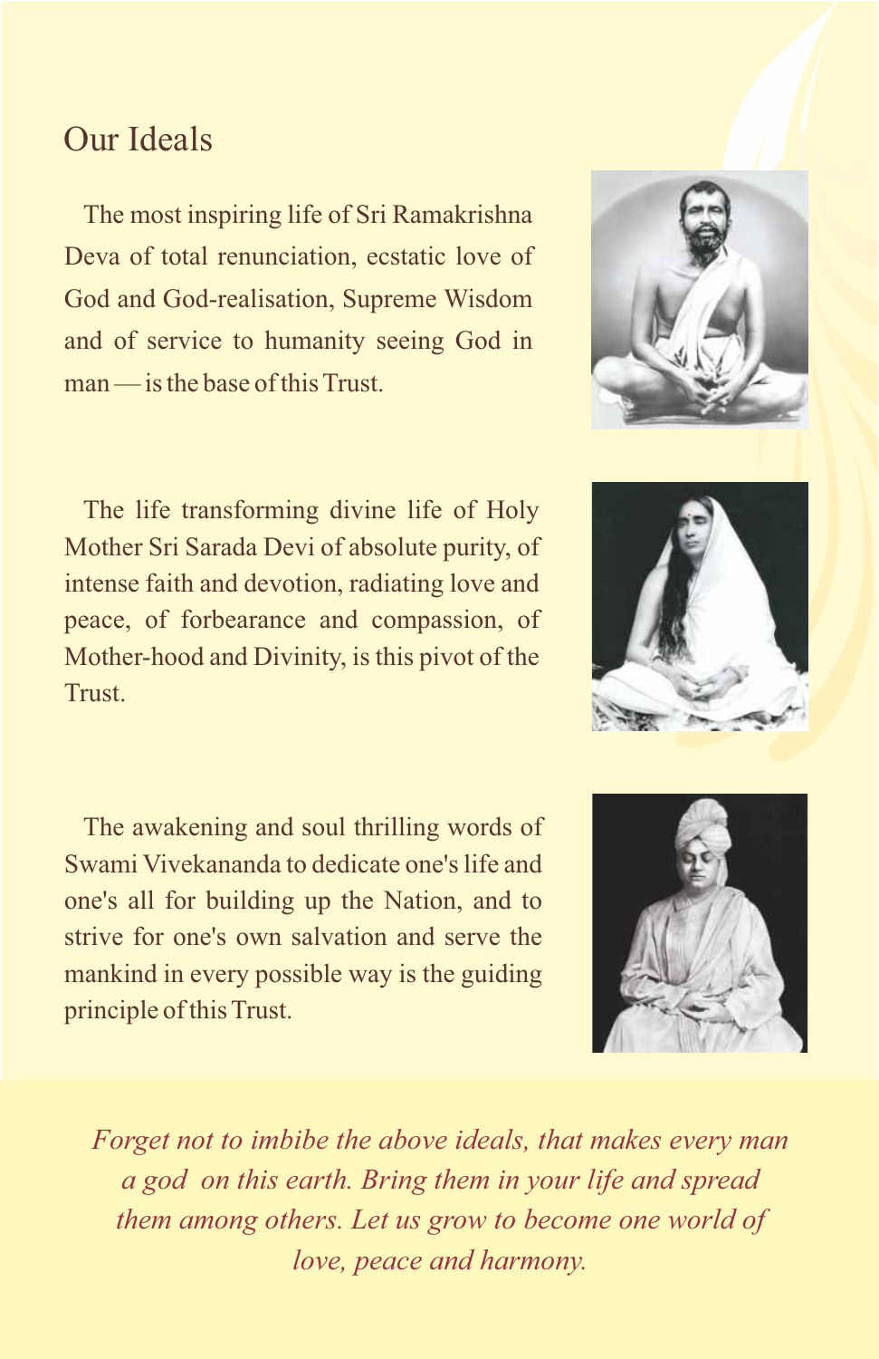# Our Ideals

The most inspiring life of Sri Ramakrishna Deva of total renunciation, ecstatic love of God and God-realisation, Supreme Wisdom and of service to humanity seeing God in man — is the base of this Trust.

The life transforming divine life of Holy Mother Sri Sarada Devi of absolute purity, of intense faith and devotion, radiating love and peace, of forbearance and compassion, of Mother-hood and Divinity, is this pivot of the Trust.

The awakening and soul thrilling words of Swami Vivekananda to dedicate one's life and one's all for building up the Nation, and to strive for one's own salvation and serve the mankind in every possible way is the guiding principle of this Trust.

*Forget not to imbibe the above ideals, that makes every man a god on this earth. Bring them in your life and spread them among others. Let us grow to become one world of love, peace and harmony.*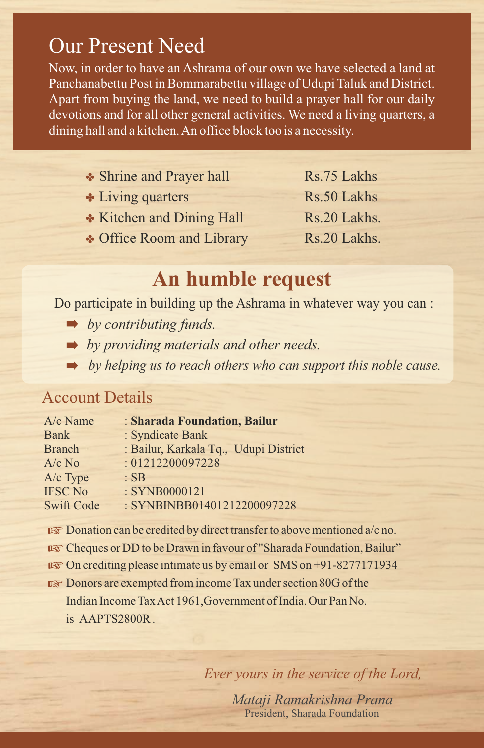## Our Present Need

Now, in order to have an Ashrama of our own we have selected a land at Panchanabettu Post in Bommarabettu village of Udupi Taluk and District. Apart from buying the land, we need to build a prayer hall for our daily devotions and for all other general activities. We need a living quarters, a dining hall and a kitchen. An office block too is a necessity.

| | |
|---|---|
| ✤ Shrine and Prayer hall | Rs.75 Lakhs |
| ✤ Living quarters | Rs.50 Lakhs |
| ✤ Kitchen and Dining Hall | Rs.20 Lakhs. |
| ✤ Office Room and Library | Rs.20 Lakhs. |

## An humble request

Do participate in building up the Ashrama in whatever way you can :

- ➡ *by contributing funds.*
- ➡ *by providing materials and other needs.*
- ➡ *by helping us to reach others who can support this noble cause.*

### Account Details

| | |
|---|---|
| A/c Name | : **Sharada Foundation, Bailur** |
| Bank | : Syndicate Bank |
| Branch | : Bailur, Karkala Tq., Udupi District |
| A/c No | : 01212200097228 |
| A/c Type | : SB |
| IFSC No | : SYNB0000121 |
| Swift Code | : SYNBINBB0140121220009722​8 |

- ☞ Donation can be credited by direct transfer to above mentioned a/c no.
- ☞ Cheques or DD to be Drawn in favour of "Sharada Foundation, Bailur"
- ☞ On crediting please intimate us by email or SMS on +91-8277171934
- ☞ Donors are exempted from income Tax under section 80G of the Indian Income Tax Act 1961,Government of India. Our Pan No. is AAPTS2800R .

*Ever yours in the service of the Lord,*

*Mataji Ramakrishna Prana*
President, Sharada Foundation